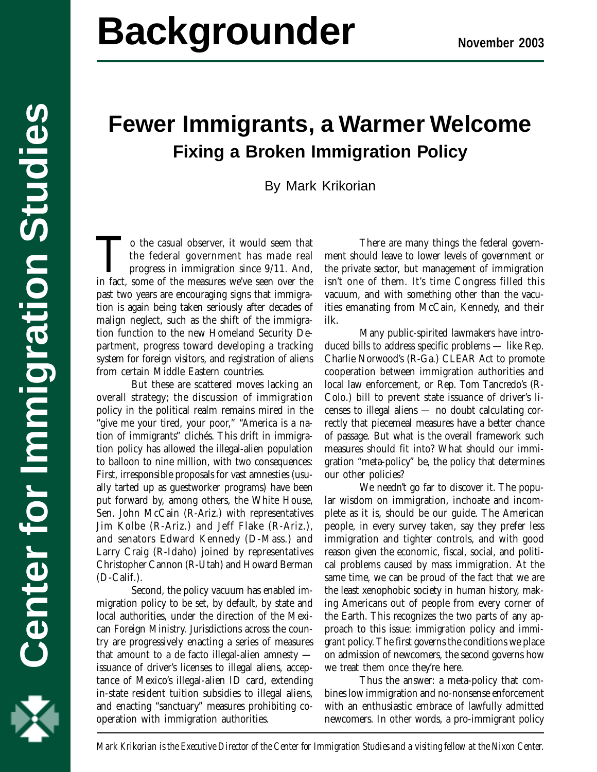# Backgrounder

November 2003

# Fewer Immigrants, a Warmer Welcome

## Fixing a Broken Immigration Policy

By Mark Krikorian

To the casual observer, it would seem that the federal government has made real progress in immigration since 9/11. And, in fact, some of the measures we've seen over the past two years are encouraging signs that immigration is again being taken seriously after decades of malign neglect, such as the shift of the immigration function to the new Homeland Security Department, progress toward developing a tracking system for foreign visitors, and registration of aliens from certain Middle Eastern countries.

But these are scattered moves lacking an overall strategy; the discussion of immigration policy in the political realm remains mired in the "give me your tired, your poor," "America is a nation of immigrants" clichés. This drift in immigration policy has allowed the illegal-alien population to balloon to nine million, with two consequences: First, irresponsible proposals for vast amnesties (usually tarted up as guestworker programs) have been put forward by, among others, the White House, Sen. John McCain (R-Ariz.) with representatives Jim Kolbe (R-Ariz.) and Jeff Flake (R-Ariz.), and senators Edward Kennedy (D-Mass.) and Larry Craig (R-Idaho) joined by representatives Christopher Cannon (R-Utah) and Howard Berman (D-Calif.).

Second, the policy vacuum has enabled immigration policy to be set, by default, by state and local authorities, under the direction of the Mexican Foreign Ministry. Jurisdictions across the country are progressively enacting a series of measures that amount to a de facto illegal-alien amnesty — issuance of driver's licenses to illegal aliens, acceptance of Mexico's illegal-alien ID card, extending in-state resident tuition subsidies to illegal aliens, and enacting "sanctuary" measures prohibiting cooperation with immigration authorities.

There are many things the federal government should leave to lower levels of government or the private sector, but management of immigration isn't one of them. It's time Congress filled this vacuum, and with something other than the vacuities emanating from McCain, Kennedy, and their ilk.

Many public-spirited lawmakers have introduced bills to address specific problems — like Rep. Charlie Norwood's (R-Ga.) CLEAR Act to promote cooperation between immigration authorities and local law enforcement, or Rep. Tom Tancredo's (R-Colo.) bill to prevent state issuance of driver's licenses to illegal aliens — no doubt calculating correctly that piecemeal measures have a better chance of passage. But what is the overall framework such measures should fit into? What should our immigration "meta-policy" be, the policy that determines our other policies?

We needn't go far to discover it. The popular wisdom on immigration, inchoate and incomplete as it is, should be our guide. The American people, in every survey taken, say they prefer less immigration and tighter controls, and with good reason given the economic, fiscal, social, and political problems caused by mass immigration. At the same time, we can be proud of the fact that we are the least xenophobic society in human history, making Americans out of people from every corner of the Earth. This recognizes the two parts of any approach to this issue: *immigration* policy and *immigrant* policy. The first governs the conditions we place on admission of newcomers, the second governs how we treat them once they're here.

Thus the answer: a meta-policy that combines low immigration and no-nonsense enforcement with an enthusiastic embrace of lawfully admitted newcomers. In other words, a pro-immigrant policy

*Mark Krikorian is the Executive Director of the Center for Immigration Studies and a visiting fellow at the Nixon Center.*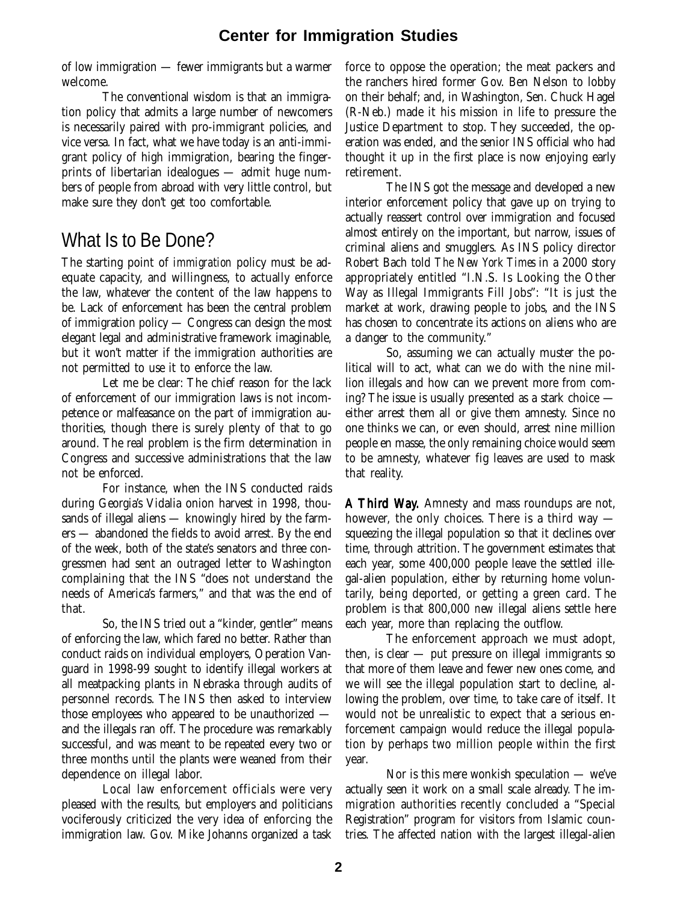of low immigration — fewer immigrants but a warmer welcome.

The conventional wisdom is that an immigration policy that admits a large number of newcomers is necessarily paired with pro-immigrant policies, and vice versa. In fact, what we have today is an anti-immigrant policy of high immigration, bearing the fingerprints of libertarian idealogues — admit huge numbers of people from abroad with very little control, but make sure they don't get too comfortable.

## What Is to Be Done?

The starting point of *immigration* policy must be adequate capacity, and willingness, to actually enforce the law, whatever the content of the law happens to be. Lack of enforcement has been the central problem of immigration policy — Congress can design the most elegant legal and administrative framework imaginable, but it won't matter if the immigration authorities are not permitted to use it to enforce the law.

Let me be clear: The chief reason for the lack of enforcement of our immigration laws is not incompetence or malfeasance on the part of immigration authorities, though there is surely plenty of that to go around. The real problem is the firm determination in Congress and successive administrations that the law not be enforced.

For instance, when the INS conducted raids during Georgia's Vidalia onion harvest in 1998, thousands of illegal aliens — knowingly hired by the farmers — abandoned the fields to avoid arrest. By the end of the week, both of the state's senators and three congressmen had sent an outraged letter to Washington complaining that the INS "does not understand the needs of America's farmers," and that was the end of that.

So, the INS tried out a "kinder, gentler" means of enforcing the law, which fared no better. Rather than conduct raids on individual employers, Operation Vanguard in 1998-99 sought to identify illegal workers at all meatpacking plants in Nebraska through audits of personnel records. The INS then asked to interview those employees who appeared to be unauthorized — and the illegals ran off. The procedure was remarkably successful, and was meant to be repeated every two or three months until the plants were weaned from their dependence on illegal labor.

Local law enforcement officials were very pleased with the results, but employers and politicians vociferously criticized the very idea of enforcing the immigration law. Gov. Mike Johanns organized a task force to oppose the operation; the meat packers and the ranchers hired former Gov. Ben Nelson to lobby on their behalf; and, in Washington, Sen. Chuck Hagel (R-Neb.) made it his mission in life to pressure the Justice Department to stop. They succeeded, the operation was ended, and the senior INS official who had thought it up in the first place is now enjoying early retirement.

The INS got the message and developed a new interior enforcement policy that gave up on trying to actually reassert control over immigration and focused almost entirely on the important, but narrow, issues of criminal aliens and smugglers. As INS policy director Robert Bach told *The New York Times* in a 2000 story appropriately entitled "I.N.S. Is Looking the Other Way as Illegal Immigrants Fill Jobs": "It is just the market at work, drawing people to jobs, and the INS has chosen to concentrate its actions on aliens who are a danger to the community."

So, assuming we can actually muster the political will to act, what can we do with the nine million illegals and how can we prevent more from coming? The issue is usually presented as a stark choice — either arrest them all or give them amnesty. Since no one thinks we can, or even should, arrest nine million people en masse, the only remaining choice would seem to be amnesty, whatever fig leaves are used to mask that reality.

**A Third Way.** Amnesty and mass roundups are not, however, the only choices. There is a third way — squeezing the illegal population so that it declines over time, through attrition. The government estimates that each year, some 400,000 people leave the settled illegal-alien population, either by returning home voluntarily, being deported, or getting a green card. The problem is that 800,000 new illegal aliens settle here each year, more than replacing the outflow.

The enforcement approach we must adopt, then, is clear — put pressure on illegal immigrants so that more of them leave and fewer new ones come, and we will see the illegal population start to decline, allowing the problem, over time, to take care of itself. It would not be unrealistic to expect that a serious enforcement campaign would reduce the illegal population by perhaps two million people within the first year.

Nor is this mere wonkish speculation — we've actually seen it work on a small scale already. The immigration authorities recently concluded a "Special Registration" program for visitors from Islamic countries. The affected nation with the largest illegal-alien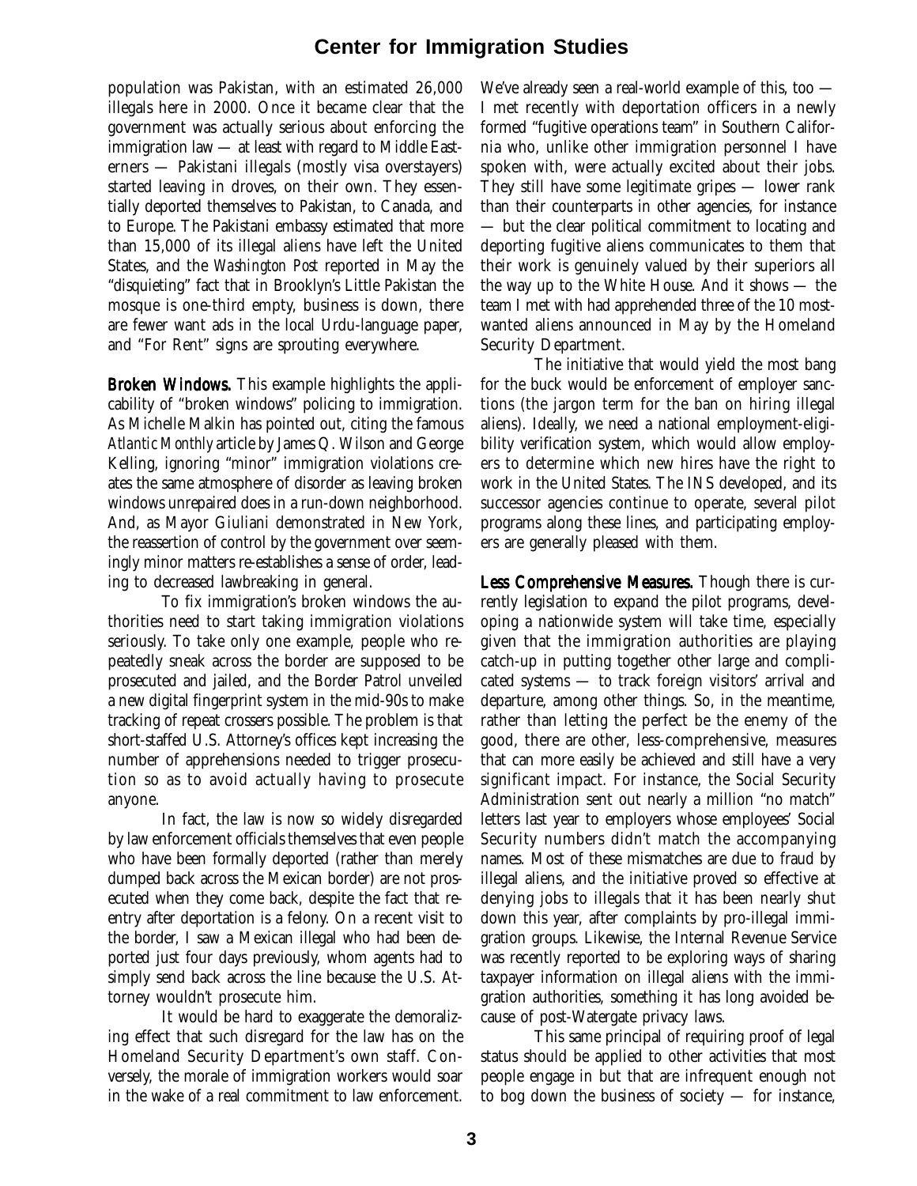population was Pakistan, with an estimated 26,000 illegals here in 2000. Once it became clear that the government was actually serious about enforcing the immigration law — at least with regard to Middle Easterners — Pakistani illegals (mostly visa overstayers) started leaving in droves, on their own. They essentially deported themselves to Pakistan, to Canada, and to Europe. The Pakistani embassy estimated that more than 15,000 of its illegal aliens have left the United States, and the *Washington Post* reported in May the "disquieting" fact that in Brooklyn's Little Pakistan the mosque is one-third empty, business is down, there are fewer want ads in the local Urdu-language paper, and "For Rent" signs are sprouting everywhere.

**Broken Windows.** This example highlights the applicability of "broken windows" policing to immigration. As Michelle Malkin has pointed out, citing the famous *Atlantic Monthly* article by James Q. Wilson and George Kelling, ignoring "minor" immigration violations creates the same atmosphere of disorder as leaving broken windows unrepaired does in a run-down neighborhood. And, as Mayor Giuliani demonstrated in New York, the reassertion of control by the government over seemingly minor matters re-establishes a sense of order, leading to decreased lawbreaking in general.

To fix immigration's broken windows the authorities need to start taking immigration violations seriously. To take only one example, people who repeatedly sneak across the border are supposed to be prosecuted and jailed, and the Border Patrol unveiled a new digital fingerprint system in the mid-90s to make tracking of repeat crossers possible. The problem is that short-staffed U.S. Attorney's offices kept increasing the number of apprehensions needed to trigger prosecution so as to avoid actually having to prosecute anyone.

In fact, the law is now so widely disregarded by law enforcement officials themselves that even people who have been formally deported (rather than merely dumped back across the Mexican border) are not prosecuted when they come back, despite the fact that reentry after deportation is a felony. On a recent visit to the border, I saw a Mexican illegal who had been deported just four days previously, whom agents had to simply send back across the line because the U.S. Attorney wouldn't prosecute him.

It would be hard to exaggerate the demoralizing effect that such disregard for the law has on the Homeland Security Department's own staff. Conversely, the morale of immigration workers would soar in the wake of a real commitment to law enforcement. We've already seen a real-world example of this, too — I met recently with deportation officers in a newly formed "fugitive operations team" in Southern California who, unlike other immigration personnel I have spoken with, were actually excited about their jobs. They still have some legitimate gripes — lower rank than their counterparts in other agencies, for instance — but the clear political commitment to locating and deporting fugitive aliens communicates to them that their work is genuinely valued by their superiors all the way up to the White House. And it shows — the team I met with had apprehended three of the 10 most-wanted aliens announced in May by the Homeland Security Department.

The initiative that would yield the most bang for the buck would be enforcement of employer sanctions (the jargon term for the ban on hiring illegal aliens). Ideally, we need a national employment-eligibility verification system, which would allow employers to determine which new hires have the right to work in the United States. The INS developed, and its successor agencies continue to operate, several pilot programs along these lines, and participating employers are generally pleased with them.

**Less Comprehensive Measures.** Though there is currently legislation to expand the pilot programs, developing a nationwide system will take time, especially given that the immigration authorities are playing catch-up in putting together other large and complicated systems — to track foreign visitors' arrival and departure, among other things. So, in the meantime, rather than letting the perfect be the enemy of the good, there are other, less-comprehensive, measures that can more easily be achieved and still have a very significant impact. For instance, the Social Security Administration sent out nearly a million "no match" letters last year to employers whose employees' Social Security numbers didn't match the accompanying names. Most of these mismatches are due to fraud by illegal aliens, and the initiative proved so effective at denying jobs to illegals that it has been nearly shut down this year, after complaints by pro-illegal immigration groups. Likewise, the Internal Revenue Service was recently reported to be exploring ways of sharing taxpayer information on illegal aliens with the immigration authorities, something it has long avoided because of post-Watergate privacy laws.

This same principal of requiring proof of legal status should be applied to other activities that most people engage in but that are infrequent enough not to bog down the business of society — for instance,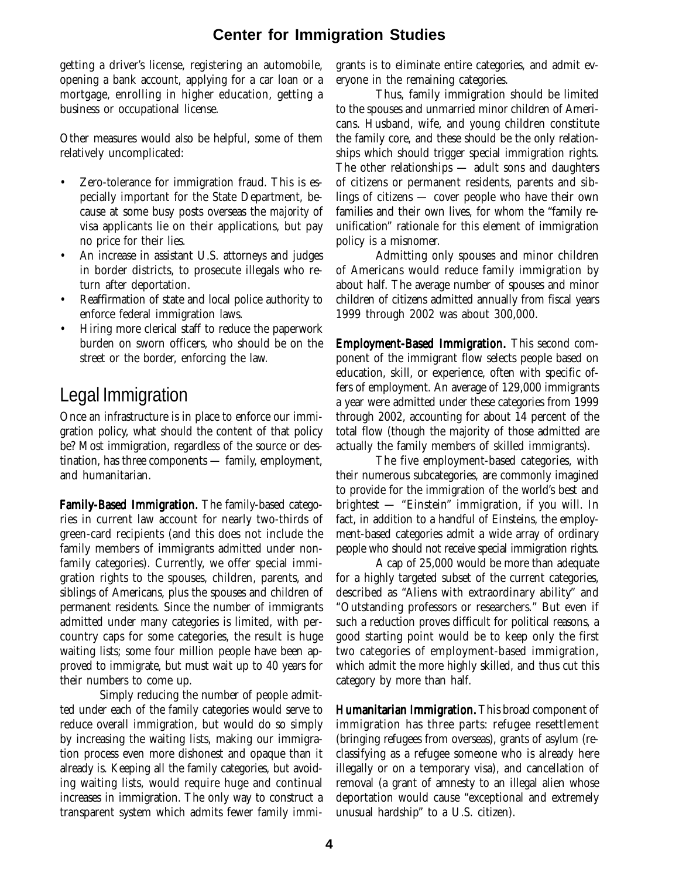getting a driver's license, registering an automobile, opening a bank account, applying for a car loan or a mortgage, enrolling in higher education, getting a business or occupational license.

Other measures would also be helpful, some of them relatively uncomplicated:

- Zero-tolerance for immigration fraud. This is especially important for the State Department, because at some busy posts overseas the *majority* of visa applicants lie on their applications, but pay no price for their lies.
- An increase in assistant U.S. attorneys and judges in border districts, to prosecute illegals who return after deportation.
- Reaffirmation of state and local police authority to enforce federal immigration laws.
- Hiring more clerical staff to reduce the paperwork burden on sworn officers, who should be on the street or the border, enforcing the law.

## Legal Immigration

Once an infrastructure is in place to enforce our immigration policy, what should the content of that policy be? Most immigration, regardless of the source or destination, has three components — family, employment, and humanitarian.

**Family-Based Immigration.** The family-based categories in current law account for nearly two-thirds of green-card recipients (and this does not include the family members of immigrants admitted under nonfamily categories). Currently, we offer special immigration rights to the spouses, children, parents, and siblings of Americans, plus the spouses and children of permanent residents. Since the number of immigrants admitted under many categories is limited, with per-country caps for some categories, the result is huge waiting lists; some four million people have been approved to immigrate, but must wait up to 40 years for their numbers to come up.

Simply reducing the number of people admitted under each of the family categories would serve to reduce overall immigration, but would do so simply by increasing the waiting lists, making our immigration process even more dishonest and opaque than it already is. Keeping all the family categories, but avoiding waiting lists, would require huge and continual increases in immigration. The only way to construct a transparent system which admits fewer family immigrants is to eliminate entire categories, and admit everyone in the remaining categories.

Thus, family immigration should be limited to the spouses and unmarried minor children of Americans. Husband, wife, and young children constitute the family core, and these should be the only relationships which should trigger special immigration rights. The other relationships — adult sons and daughters of citizens or permanent residents, parents and siblings of citizens — cover people who have their own families and their own lives, for whom the "family reunification" rationale for this element of immigration policy is a misnomer.

Admitting only spouses and minor children of Americans would reduce family immigration by about half. The average number of spouses and minor children of citizens admitted annually from fiscal years 1999 through 2002 was about 300,000.

**Employment-Based Immigration.** This second component of the immigrant flow selects people based on education, skill, or experience, often with specific offers of employment. An average of 129,000 immigrants a year were admitted under these categories from 1999 through 2002, accounting for about 14 percent of the total flow (though the majority of those admitted are actually the family members of skilled immigrants).

The five employment-based categories, with their numerous subcategories, are commonly imagined to provide for the immigration of the world's best and brightest — "Einstein" immigration, if you will. In fact, in addition to a handful of Einsteins, the employment-based categories admit a wide array of ordinary people who should not receive special immigration rights.

A cap of 25,000 would be more than adequate for a highly targeted subset of the current categories, described as "Aliens with extraordinary ability" and "Outstanding professors or researchers." But even if such a reduction proves difficult for political reasons, a good starting point would be to keep only the first two categories of employment-based immigration, which admit the more highly skilled, and thus cut this category by more than half.

**Humanitarian Immigration.** This broad component of immigration has three parts: refugee resettlement (bringing refugees from overseas), grants of asylum (reclassifying as a refugee someone who is already here illegally or on a temporary visa), and cancellation of removal (a grant of amnesty to an illegal alien whose deportation would cause "exceptional and extremely unusual hardship" to a U.S. citizen).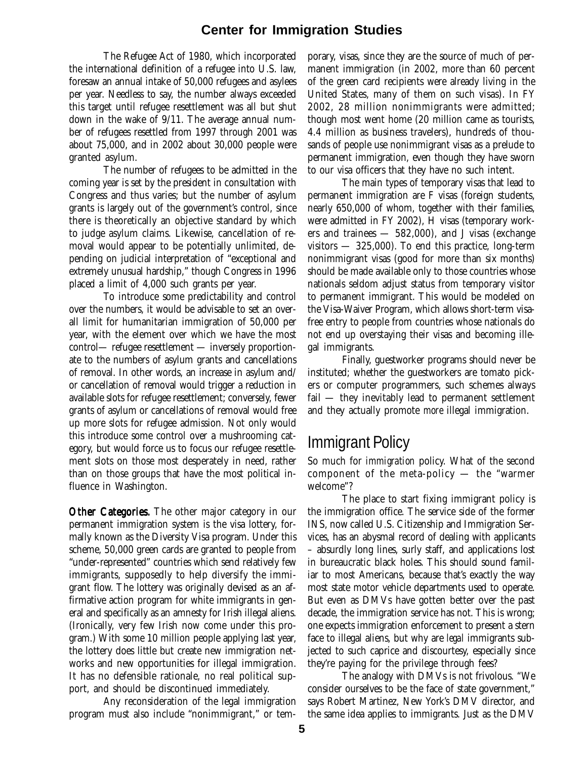The Refugee Act of 1980, which incorporated the international definition of a refugee into U.S. law, foresaw an annual intake of 50,000 refugees and asylees per year. Needless to say, the number always exceeded this target until refugee resettlement was all but shut down in the wake of 9/11. The average annual number of refugees resettled from 1997 through 2001 was about 75,000, and in 2002 about 30,000 people were granted asylum.

The number of refugees to be admitted in the coming year is set by the president in consultation with Congress and thus varies; but the number of asylum grants is largely out of the government's control, since there is theoretically an objective standard by which to judge asylum claims. Likewise, cancellation of removal would appear to be potentially unlimited, depending on judicial interpretation of "exceptional and extremely unusual hardship," though Congress in 1996 placed a limit of 4,000 such grants per year.

To introduce some predictability and control over the numbers, it would be advisable to set an overall limit for humanitarian immigration of 50,000 per year, with the element over which we have the most control— refugee resettlement — inversely proportionate to the numbers of asylum grants and cancellations of removal. In other words, an increase in asylum and/or cancellation of removal would trigger a reduction in available slots for refugee resettlement; conversely, fewer grants of asylum or cancellations of removal would free up more slots for refugee admission. Not only would this introduce some control over a mushrooming category, but would force us to focus our refugee resettlement slots on those most desperately in need, rather than on those groups that have the most political influence in Washington.

**Other Categories.** The other major category in our permanent immigration system is the visa lottery, formally known as the Diversity Visa program. Under this scheme, 50,000 green cards are granted to people from "under-represented" countries which send relatively few immigrants, supposedly to help diversify the immigrant flow. The lottery was originally devised as an affirmative action program for white immigrants in general and specifically as an amnesty for Irish illegal aliens. (Ironically, very few Irish now come under this program.) With some 10 million people applying last year, the lottery does little but create new immigration networks and new opportunities for illegal immigration. It has no defensible rationale, no real political support, and should be discontinued immediately.

Any reconsideration of the legal immigration program must also include "nonimmigrant," or temporary, visas, since they are the source of much of permanent immigration (in 2002, more than 60 percent of the green card recipients were already living in the United States, many of them on such visas). In FY 2002, 28 million nonimmigrants were admitted; though most went home (20 million came as tourists, 4.4 million as business travelers), hundreds of thousands of people use nonimmigrant visas as a prelude to permanent immigration, even though they have sworn to our visa officers that they have no such intent.

The main types of temporary visas that lead to permanent immigration are F visas (foreign students, nearly 650,000 of whom, together with their families, were admitted in FY 2002), H visas (temporary workers and trainees — 582,000), and J visas (exchange visitors — 325,000). To end this practice, long-term nonimmigrant visas (good for more than six months) should be made available only to those countries whose nationals seldom adjust status from temporary visitor to permanent immigrant. This would be modeled on the Visa-Waiver Program, which allows short-term visa-free entry to people from countries whose nationals do not end up overstaying their visas and becoming illegal immigrants.

Finally, guestworker programs should never be instituted; whether the guestworkers are tomato pickers or computer programmers, such schemes always fail — they inevitably lead to permanent settlement and they actually promote *more* illegal immigration.

## Immigrant Policy

So much for *immigration* policy. What of the second component of the meta-policy — the "warmer welcome"?

The place to start fixing immigrant policy is the immigration office. The service side of the former INS, now called U.S. Citizenship and Immigration Services, has an abysmal record of dealing with applicants – absurdly long lines, surly staff, and applications lost in bureaucratic black holes. This should sound familiar to most Americans, because that's exactly the way most state motor vehicle departments used to operate. But even as DMVs have gotten better over the past decade, the immigration service has not. This is wrong; one expects immigration enforcement to present a stern face to illegal aliens, but why are *legal* immigrants subjected to such caprice and discourtesy, especially since they're paying for the privilege through fees?

The analogy with DMVs is not frivolous. "We consider ourselves to be the face of state government," says Robert Martinez, New York's DMV director, and the same idea applies to immigrants. Just as the DMV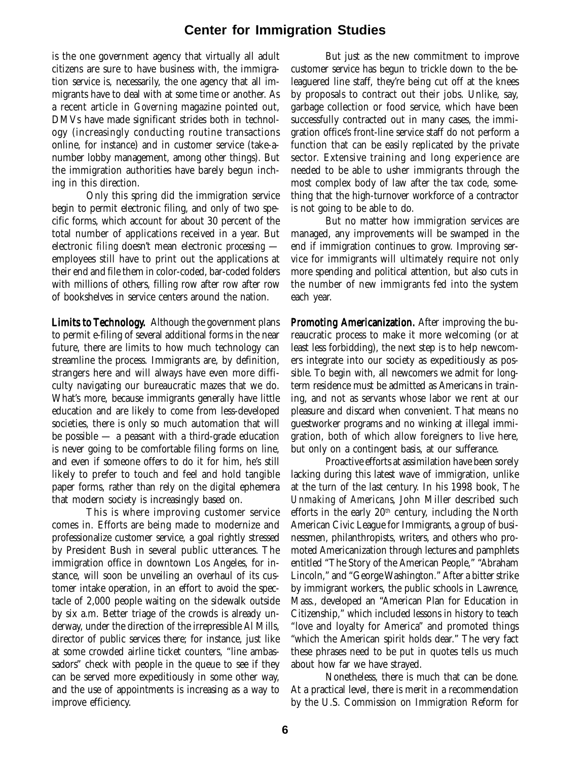is the one government agency that virtually all adult citizens are sure to have business with, the immigration service is, necessarily, the one agency that all immigrants have to deal with at some time or another. As a recent article in *Governing* magazine pointed out, DMVs have made significant strides both in technology (increasingly conducting routine transactions online, for instance) and in customer service (take-a-number lobby management, among other things). But the immigration authorities have barely begun inching in this direction.

Only this spring did the immigration service begin to permit electronic filing, and only of two specific forms, which account for about 30 percent of the total number of applications received in a year. But electronic *filing* doesn't mean electronic *processing* — employees still have to print out the applications at their end and file them in color-coded, bar-coded folders with millions of others, filling row after row after row of bookshelves in service centers around the nation.

**Limits to Technology.** Although the government plans to permit e-filing of several additional forms in the near future, there are limits to how much technology can streamline the process. Immigrants are, by definition, strangers here and will always have even more difficulty navigating our bureaucratic mazes that we do. What's more, because immigrants generally have little education and are likely to come from less-developed societies, there is only so much automation that will be possible — a peasant with a third-grade education is never going to be comfortable filing forms on line, and even if someone offers to do it for him, he's still likely to prefer to touch and feel and hold tangible paper forms, rather than rely on the digital ephemera that modern society is increasingly based on.

This is where improving customer service comes in. Efforts are being made to modernize and professionalize customer service, a goal rightly stressed by President Bush in several public utterances. The immigration office in downtown Los Angeles, for instance, will soon be unveiling an overhaul of its customer intake operation, in an effort to avoid the spectacle of 2,000 people waiting on the sidewalk outside by six a.m. Better triage of the crowds is already underway, under the direction of the irrepressible Al Mills, director of public services there; for instance, just like at some crowded airline ticket counters, "line ambassadors" check with people in the queue to see if they can be served more expeditiously in some other way, and the use of appointments is increasing as a way to improve efficiency.

But just as the new commitment to improve customer service has begun to trickle down to the beleaguered line staff, they're being cut off at the knees by proposals to contract out their jobs. Unlike, say, garbage collection or food service, which have been successfully contracted out in many cases, the immigration office's front-line service staff do not perform a function that can be easily replicated by the private sector. Extensive training and long experience are needed to be able to usher immigrants through the most complex body of law after the tax code, something that the high-turnover workforce of a contractor is not going to be able to do.

But no matter how immigration services are managed, any improvements will be swamped in the end if immigration continues to grow. Improving service for immigrants will ultimately require not only more spending and political attention, but also cuts in the number of new immigrants fed into the system each year.

**Promoting Americanization.** After improving the bureaucratic process to make it more welcoming (or at least less forbidding), the next step is to help newcomers integrate into our society as expeditiously as possible. To begin with, all newcomers we admit for long-term residence must be admitted as Americans in training, and not as servants whose labor we rent at our pleasure and discard when convenient. That means no guestworker programs and no winking at illegal immigration, both of which allow foreigners to live here, but only on a contingent basis, at our sufferance.

Proactive efforts at assimilation have been sorely lacking during this latest wave of immigration, unlike at the turn of the last century. In his 1998 book, *The Unmaking of Americans*, John Miller described such efforts in the early 20th century, including the North American Civic League for Immigrants, a group of businessmen, philanthropists, writers, and others who promoted Americanization through lectures and pamphlets entitled "The Story of the American People," "Abraham Lincoln," and "George Washington." After a bitter strike by immigrant workers, the public schools in Lawrence, Mass., developed an "American Plan for Education in Citizenship," which included lessons in history to teach "love and loyalty for America" and promoted things "which the American spirit holds dear." The very fact these phrases need to be put in quotes tells us much about how far we have strayed.

Nonetheless, there is much that can be done. At a practical level, there is merit in a recommendation by the U.S. Commission on Immigration Reform for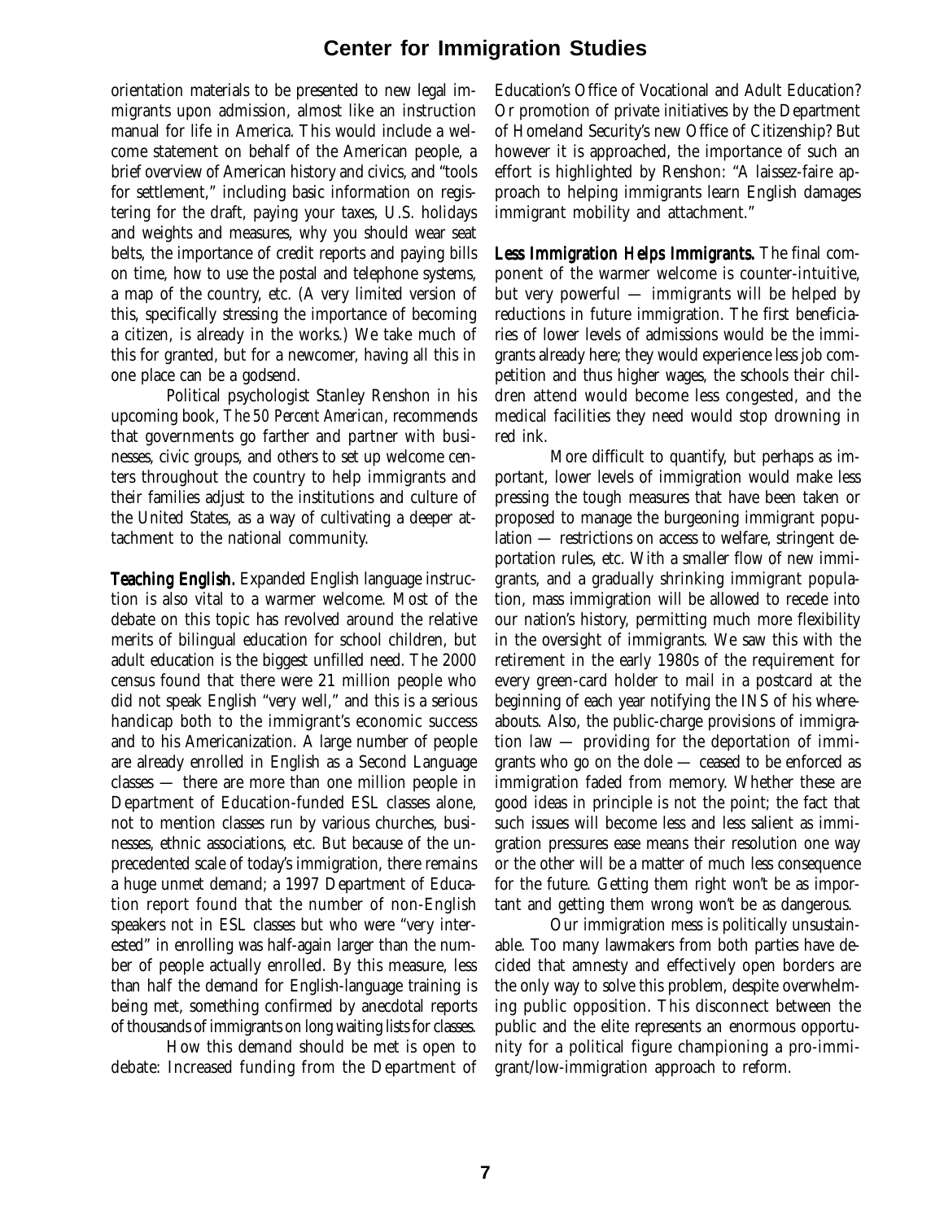orientation materials to be presented to new legal immigrants upon admission, almost like an instruction manual for life in America. This would include a welcome statement on behalf of the American people, a brief overview of American history and civics, and "tools for settlement," including basic information on registering for the draft, paying your taxes, U.S. holidays and weights and measures, why you should wear seat belts, the importance of credit reports and paying bills on time, how to use the postal and telephone systems, a map of the country, etc. (A very limited version of this, specifically stressing the importance of becoming a citizen, is already in the works.) We take much of this for granted, but for a newcomer, having all this in one place can be a godsend.

Political psychologist Stanley Renshon in his upcoming book, *The 50 Percent American*, recommends that governments go farther and partner with businesses, civic groups, and others to set up welcome centers throughout the country to help immigrants and their families adjust to the institutions and culture of the United States, as a way of cultivating a deeper attachment to the national community.

**Teaching English.** Expanded English language instruction is also vital to a warmer welcome. Most of the debate on this topic has revolved around the relative merits of bilingual education for school children, but adult education is the biggest unfilled need. The 2000 census found that there were 21 million people who did not speak English "very well," and this is a serious handicap both to the immigrant's economic success and to his Americanization. A large number of people are already enrolled in English as a Second Language classes — there are more than one million people in Department of Education-funded ESL classes alone, not to mention classes run by various churches, businesses, ethnic associations, etc. But because of the unprecedented scale of today's immigration, there remains a huge unmet demand; a 1997 Department of Education report found that the number of non-English speakers not in ESL classes but who were "very interested" in enrolling was half-again larger than the number of people actually enrolled. By this measure, less than half the demand for English-language training is being met, something confirmed by anecdotal reports of thousands of immigrants on long waiting lists for classes.

How this demand should be met is open to debate: Increased funding from the Department of Education's Office of Vocational and Adult Education? Or promotion of private initiatives by the Department of Homeland Security's new Office of Citizenship? But however it is approached, the importance of such an effort is highlighted by Renshon: "A laissez-faire approach to helping immigrants learn English damages immigrant mobility and attachment."

**Less Immigration Helps Immigrants.** The final component of the warmer welcome is counter-intuitive, but very powerful — immigrants will be helped by reductions in future immigration. The first beneficiaries of lower levels of admissions would be the immigrants already here; they would experience less job competition and thus higher wages, the schools their children attend would become less congested, and the medical facilities they need would stop drowning in red ink.

More difficult to quantify, but perhaps as important, lower levels of immigration would make less pressing the tough measures that have been taken or proposed to manage the burgeoning immigrant population — restrictions on access to welfare, stringent deportation rules, etc. With a smaller flow of new immigrants, and a gradually shrinking immigrant population, mass immigration will be allowed to recede into our nation's history, permitting much more flexibility in the oversight of immigrants. We saw this with the retirement in the early 1980s of the requirement for every green-card holder to mail in a postcard at the beginning of each year notifying the INS of his whereabouts. Also, the public-charge provisions of immigration law — providing for the deportation of immigrants who go on the dole — ceased to be enforced as immigration faded from memory. Whether these are good ideas in principle is not the point; the fact that such issues will become less and less salient as immigration pressures ease means their resolution one way or the other will be a matter of much less consequence for the future. Getting them right won't be as important and getting them wrong won't be as dangerous.

Our immigration mess is politically unsustainable. Too many lawmakers from both parties have decided that amnesty and effectively open borders are the only way to solve this problem, despite overwhelming public opposition. This disconnect between the public and the elite represents an enormous opportunity for a political figure championing a pro-immigrant/low-immigration approach to reform.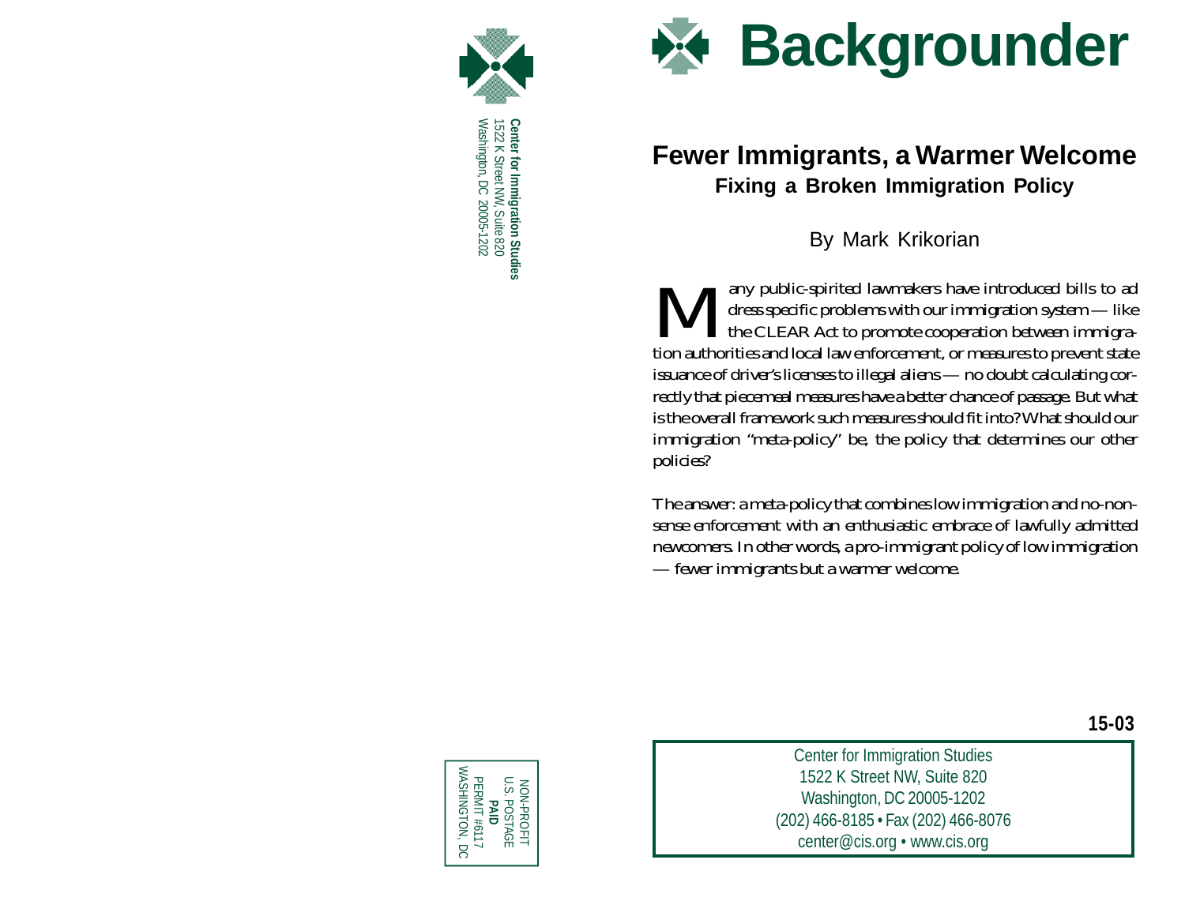Center for Immigration Studies
1522 K Street NW, Suite 820
Washington, DC 20005-1202

NON-PROFIT
U.S. POSTAGE
**PAID**
PERMIT #6117
WASHINGTON, DC

# Backgrounder

## Fewer Immigrants, a Warmer Welcome

### Fixing a Broken Immigration Policy

By Mark Krikorian

Many public-spirited lawmakers have introduced bills to address specific problems with our immigration system — like the CLEAR Act to promote cooperation between immigration authorities and local law enforcement, or measures to prevent state issuance of driver's licenses to illegal aliens — no doubt calculating correctly that piecemeal measures have a better chance of passage. But what is the overall framework such measures should fit into? What should our immigration "meta-policy" be, the policy that determines our other policies?

The answer: a meta-policy that combines low immigration and no-nonsense enforcement with an enthusiastic embrace of lawfully admitted newcomers. In other words, a pro-immigrant policy of low immigration — fewer immigrants but a warmer welcome.

**15-03**

Center for Immigration Studies
1522 K Street NW, Suite 820
Washington, DC 20005-1202
(202) 466-8185 • Fax (202) 466-8076
center@cis.org • www.cis.org